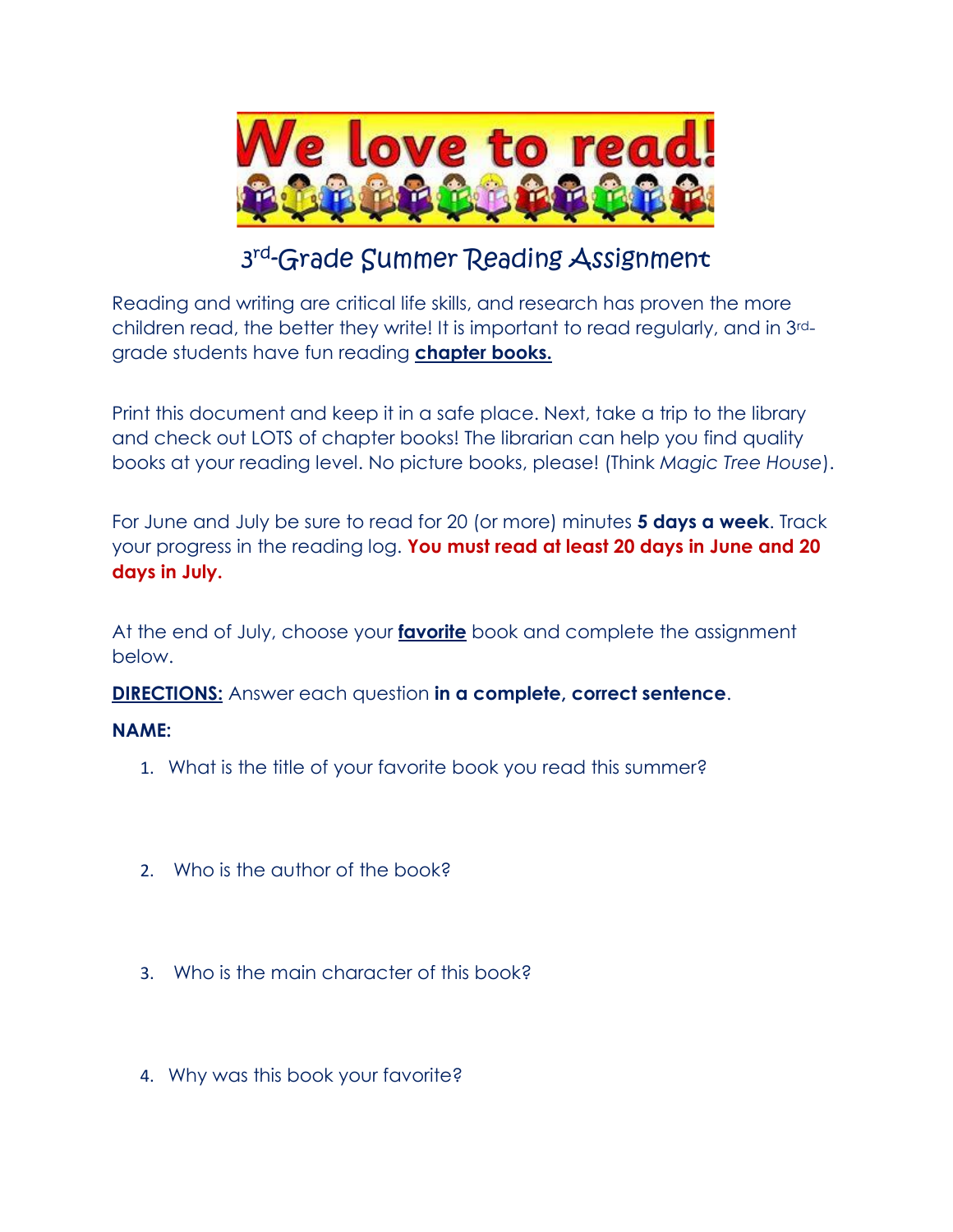# We love to read!

## 3rd-Grade Summer Reading Assignment

Reading and writing are critical life skills, and research has proven the more children read, the better they write! It is important to read regularly, and in 3rd-grade students have fun reading **chapter books.**

Print this document and keep it in a safe place. Next, take a trip to the library and check out LOTS of chapter books! The librarian can help you find quality books at your reading level. No picture books, please! (Think *Magic Tree House*).

For June and July be sure to read for 20 (or more) minutes **5 days a week**. Track your progress in the reading log. **You must read at least 20 days in June and 20 days in July.**

At the end of July, choose your **favorite** book and complete the assignment below.

**DIRECTIONS:** Answer each question **in a complete, correct sentence**.

**NAME:**

1. What is the title of your favorite book you read this summer?

2. Who is the author of the book?

3. Who is the main character of this book?

4. Why was this book your favorite?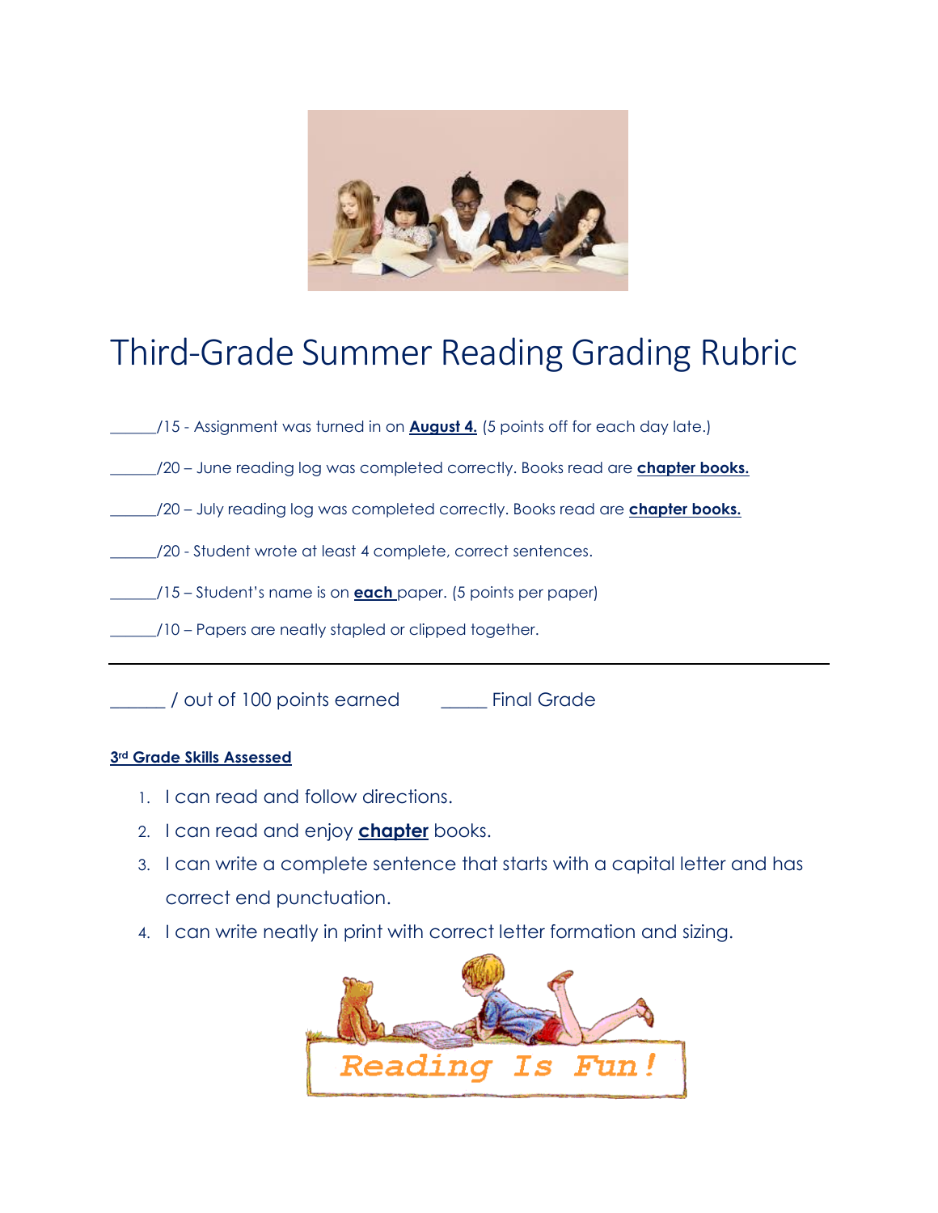# Third-Grade Summer Reading Grading Rubric

______/15 - Assignment was turned in on **August 4.** (5 points off for each day late.)

______/20 – June reading log was completed correctly. Books read are **chapter books.**

______/20 – July reading log was completed correctly. Books read are **chapter books.**

______/20 - Student wrote at least 4 complete, correct sentences.

______/15 – Student's name is on **each** paper. (5 points per paper)

______/10 – Papers are neatly stapled or clipped together.

---

______ / out of 100 points earned       _____ Final Grade

**3rd Grade Skills Assessed**

1. I can read and follow directions.
2. I can read and enjoy **chapter** books.
3. I can write a complete sentence that starts with a capital letter and has correct end punctuation.
4. I can write neatly in print with correct letter formation and sizing.

Reading Is Fun!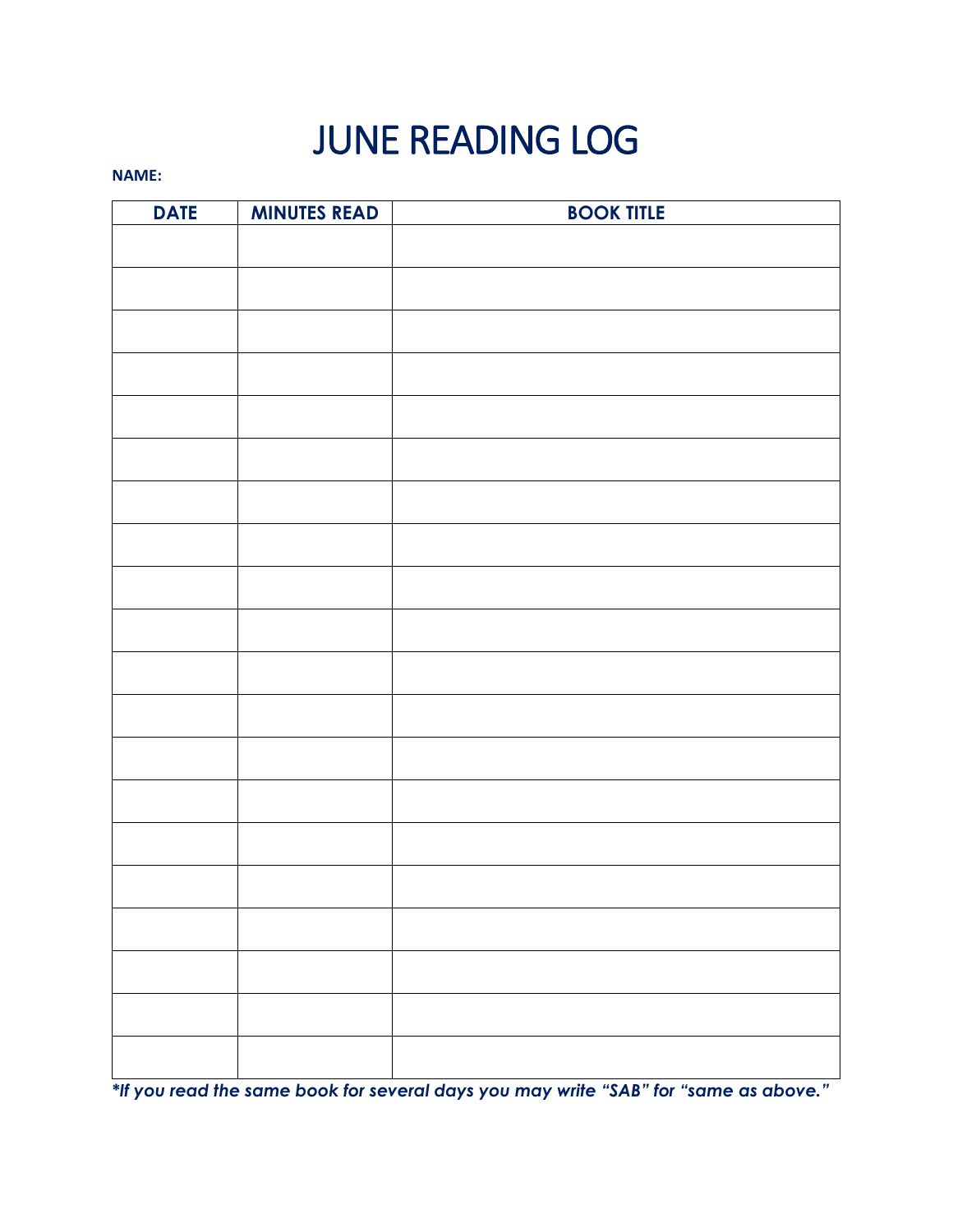# JUNE READING LOG

**NAME:**

| DATE | MINUTES READ | BOOK TITLE |
|---|---|---|
| | | |
| | | |
| | | |
| | | |
| | | |
| | | |
| | | |
| | | |
| | | |
| | | |
| | | |
| | | |
| | | |
| | | |
| | | |
| | | |
| | | |
| | | |
| | | |
| | | |

***If you read the same book for several days you may write "SAB" for "same as above."***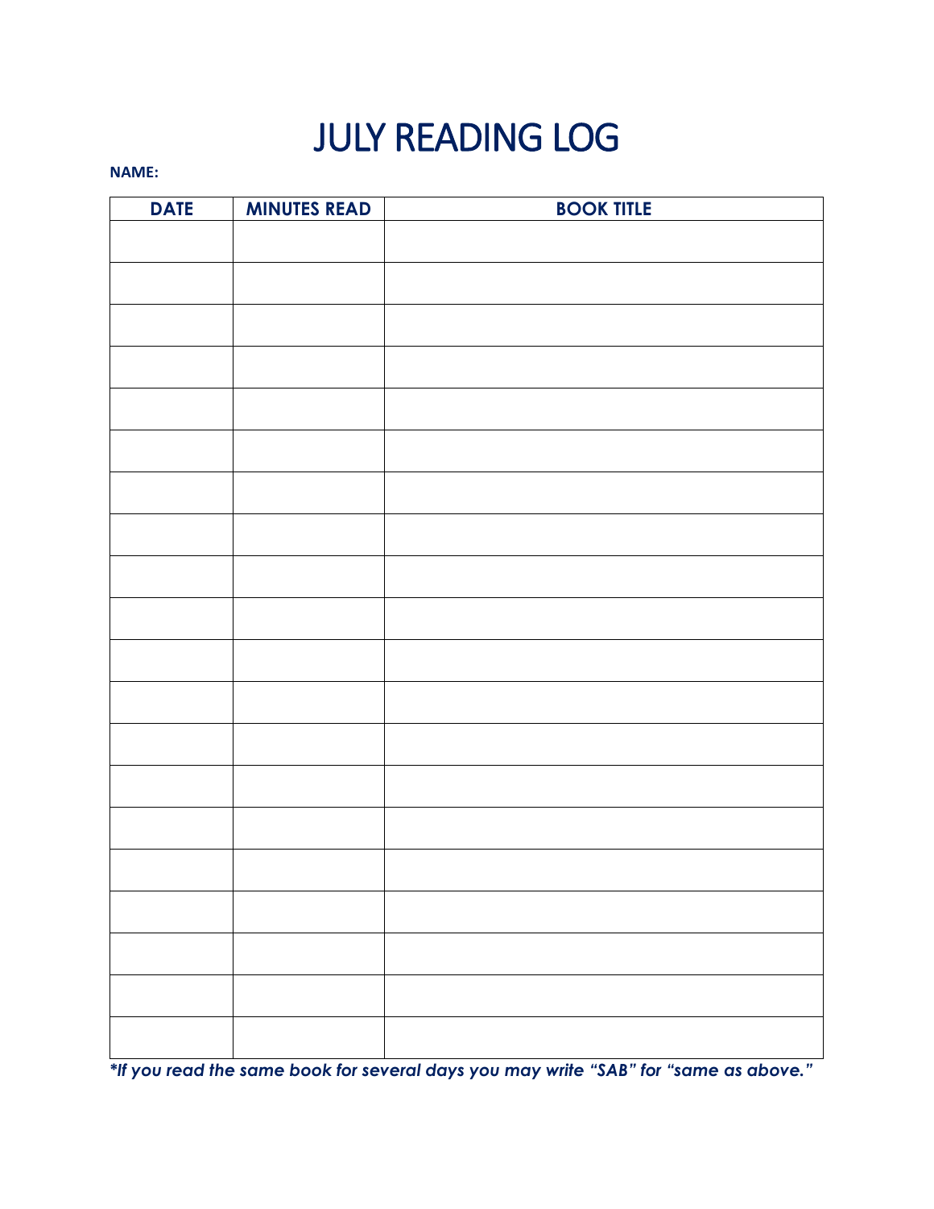# JULY READING LOG

**NAME:**

| DATE | MINUTES READ | BOOK TITLE |
|---|---|---|
| | | |
| | | |
| | | |
| | | |
| | | |
| | | |
| | | |
| | | |
| | | |
| | | |
| | | |
| | | |
| | | |
| | | |
| | | |
| | | |
| | | |
| | | |
| | | |
| | | |

***If you read the same book for several days you may write "SAB" for "same as above."***